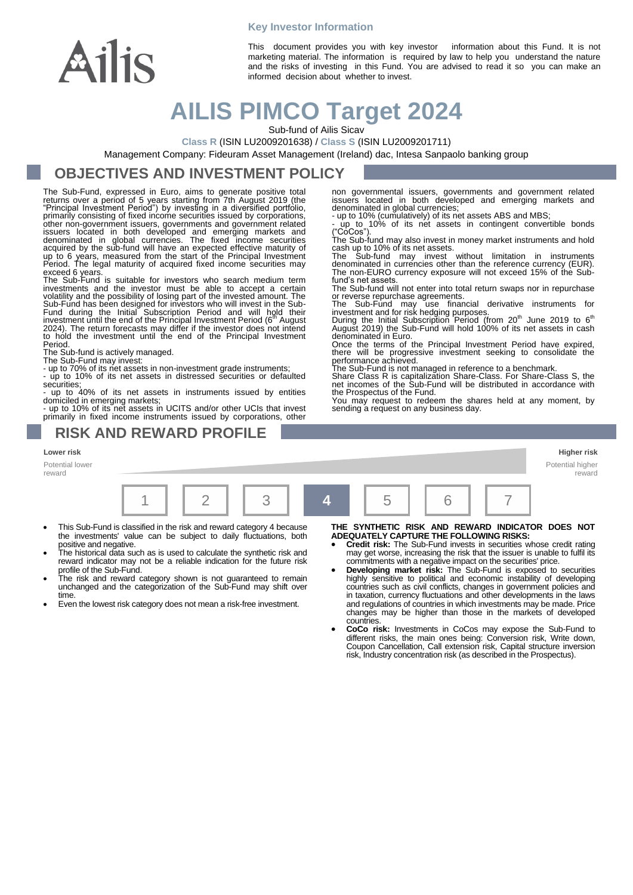**Key Investor Information**

This document provides you with key investor information about this Fund. It is not marketing material. The information is required by law to help you understand the nature and the risks of investing in this Fund. You are advised to read it so you can make an informed decision about whether to invest.

# AILIS PIMCO Target 2024

Sub-fund of Ailis Sicav

**Class R** (ISIN LU2009201638) / **Class S** (ISIN LU2009201711)

Management Company: Fideuram Asset Management (Ireland) dac, Intesa Sanpaolo banking group

## OBJECTIVES AND INVESTMENT POLICY

The Sub-Fund, expressed in Euro, aims to generate positive total returns over a period of 5 years starting from 7th August 2019 (the "Principal Investment Period") by investing in a diversified portfolio, primarily consisting of fixed income securities issued by corporations, other non-government issuers, governments and government related issuers located in both developed and emerging markets and denominated in global currencies. The fixed income securities acquired by the sub-fund will have an expected effective maturity of up to 6 years, measured from the start of the Principal Investment Period. The legal maturity of acquired fixed income securities may exceed 6 years.

The Sub-Fund is suitable for investors who search medium term investments and the investor must be able to accept a certain volatility and the possibility of losing part of the invested amount. The Sub-Fund has been designed for investors who will invest in the Sub-Fund during the Initial Subscription Period and will hold their investment until the end of the Principal Investment Period (6th August 2024). The return forecasts may differ if the investor does not intend to hold the investment until the end of the Principal Investment Period.

The Sub-fund is actively managed.

The Sub-Fund may invest:

- up to 70% of its net assets in non-investment grade instruments;
- up to 10% of its net assets in distressed securities or defaulted securities;
- up to 40% of its net assets in instruments issued by entities domiciled in emerging markets;
- up to 10% of its net assets in UCITS and/or other UCIs that invest primarily in fixed income instruments issued by corporations, other non governmental issuers, governments and government related issuers located in both developed and emerging markets and denominated in global currencies;
- up to 10% (cumulatively) of its net assets ABS and MBS;
- up to 10% of its net assets in contingent convertible bonds ("CoCos").

The Sub-fund may also invest in money market instruments and hold cash up to 10% of its net assets.

The Sub-fund may invest without limitation in instruments denominated in currencies other than the reference currency (EUR). The non-EURO currency exposure will not exceed 15% of the Sub-fund's net assets.

The Sub-fund will not enter into total return swaps nor in repurchase or reverse repurchase agreements.

The Sub-Fund may use financial derivative instruments for investment and for risk hedging purposes.

During the Initial Subscription Period (from 20th June 2019 to 6th August 2019) the Sub-Fund will hold 100% of its net assets in cash denominated in Euro.

Once the terms of the Principal Investment Period have expired, there will be progressive investment seeking to consolidate the performance achieved.

The Sub-Fund is not managed in reference to a benchmark.

Share Class R is capitalization Share-Class. For Share-Class S, the net incomes of the Sub-Fund will be distributed in accordance with the Prospectus of the Fund.

You may request to redeem the shares held at any moment, by sending a request on any business day.

## RISK AND REWARD PROFILE

| **Lower risk** | | | | | | **Higher risk** |
|---|---|---|---|---|---|---|
| Potential lower reward | | | | | | Potential higher reward |
| 1 | 2 | 3 | **4** | 5 | 6 | 7 |

- This Sub-Fund is classified in the risk and reward category 4 because the investments' value can be subject to daily fluctuations, both positive and negative.
- The historical data such as is used to calculate the synthetic risk and reward indicator may not be a reliable indication for the future risk profile of the Sub-Fund.
- The risk and reward category shown is not guaranteed to remain unchanged and the categorization of the Sub-Fund may shift over time.
- Even the lowest risk category does not mean a risk-free investment.

**THE SYNTHETIC RISK AND REWARD INDICATOR DOES NOT ADEQUATELY CAPTURE THE FOLLOWING RISKS:**

- **Credit risk:** The Sub-Fund invests in securities whose credit rating may get worse, increasing the risk that the issuer is unable to fulfil its commitments with a negative impact on the securities' price.
- **Developing market risk:** The Sub-Fund is exposed to securities highly sensitive to political and economic instability of developing countries such as civil conflicts, changes in government policies and in taxation, currency fluctuations and other developments in the laws and regulations of countries in which investments may be made. Price changes may be higher than those in the markets of developed countries.
- **CoCo risk:** Investments in CoCos may expose the Sub-Fund to different risks, the main ones being: Conversion risk, Write down, Coupon Cancellation, Call extension risk, Capital structure inversion risk, Industry concentration risk (as described in the Prospectus).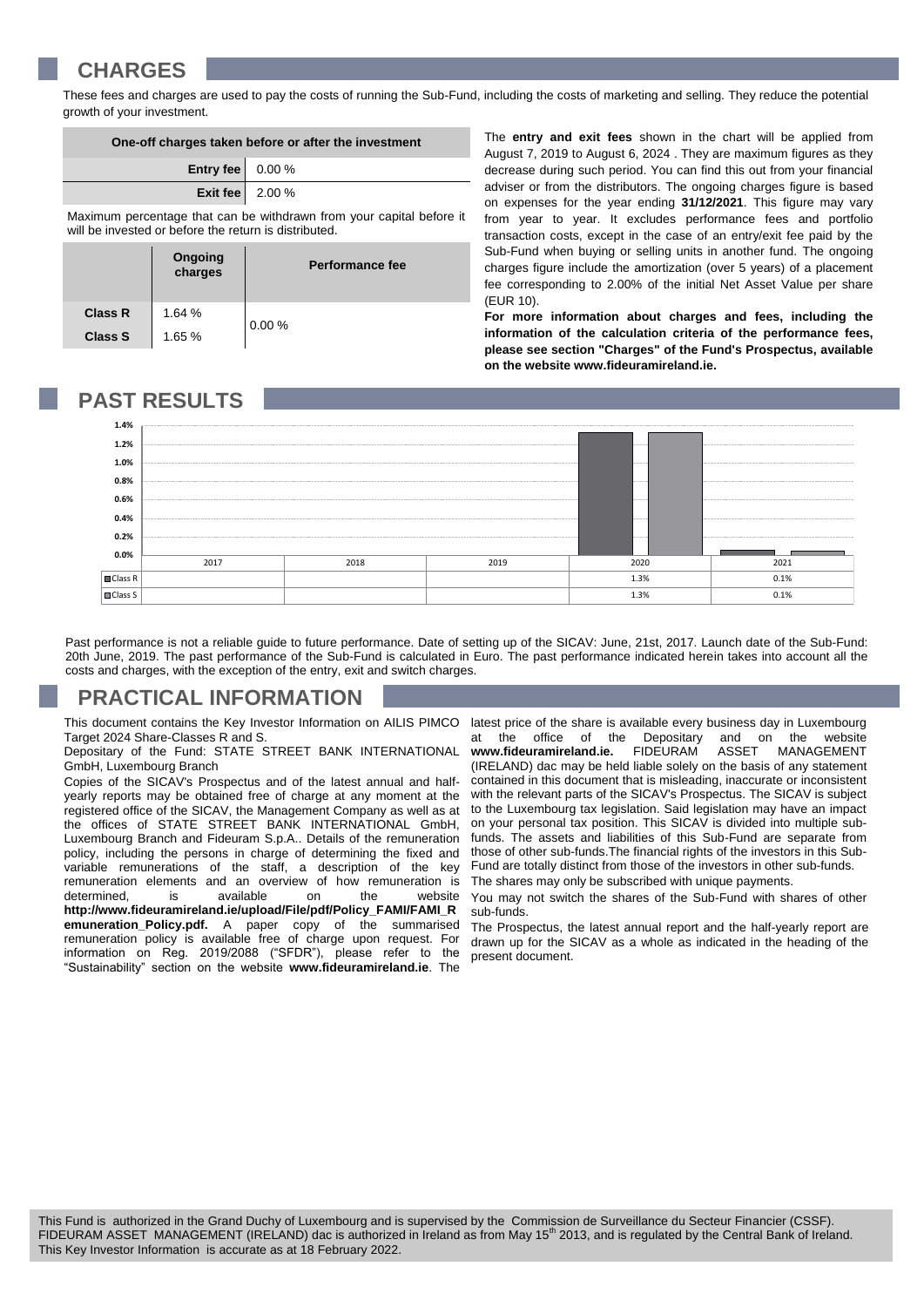## CHARGES

These fees and charges are used to pay the costs of running the Sub-Fund, including the costs of marketing and selling. They reduce the potential growth of your investment.

| One-off charges taken before or after the investment | |
|---|---|
| **Entry fee** | 0.00 % |
| **Exit fee** | 2.00 % |

Maximum percentage that can be withdrawn from your capital before it will be invested or before the return is distributed.

| | Ongoing charges | Performance fee |
|---|---|---|
| **Class R** | 1.64 % | 0.00 % |
| **Class S** | 1.65 % | |

The **entry and exit fees** shown in the chart will be applied from August 7, 2019 to August 6, 2024 . They are maximum figures as they decrease during such period. You can find this out from your financial adviser or from the distributors. The ongoing charges figure is based on expenses for the year ending **31/12/2021**. This figure may vary from year to year. It excludes performance fees and portfolio transaction costs, except in the case of an entry/exit fee paid by the Sub-Fund when buying or selling units in another fund. The ongoing charges figure include the amortization (over 5 years) of a placement fee corresponding to 2.00% of the initial Net Asset Value per share (EUR 10).

**For more information about charges and fees, including the information of the calculation criteria of the performance fees, please see section "Charges" of the Fund's Prospectus, available on the website www.fideuramireland.ie.**

## PAST RESULTS

1.4%
1.2%
1.0%
0.8%
0.6%
0.4%
0.2%
0.0%

2017 2018 2019 2020 2021

Class R: 2020 1.3%, 2021 0.1%

Class S: 2020 1.3%, 2021 0.1%

Past performance is not a reliable guide to future performance. Date of setting up of the SICAV: June, 21st, 2017. Launch date of the Sub-Fund: 20th June, 2019. The past performance of the Sub-Fund is calculated in Euro. The past performance indicated herein takes into account all the costs and charges, with the exception of the entry, exit and switch charges.

## PRACTICAL INFORMATION

This document contains the Key Investor Information on AILIS PIMCO Target 2024 Share-Classes R and S.

Depositary of the Fund: STATE STREET BANK INTERNATIONAL GmbH, Luxembourg Branch

Copies of the SICAV's Prospectus and of the latest annual and half-yearly reports may be obtained free of charge at any moment at the registered office of the SICAV, the Management Company as well as at the offices of STATE STREET BANK INTERNATIONAL GmbH, Luxembourg Branch and Fideuram S.p.A.. Details of the remuneration policy, including the persons in charge of determining the fixed and variable remunerations of the staff, a description of the key remuneration elements and an overview of how remuneration is determined, is available on the website **http://www.fideuramireland.ie/upload/File/pdf/Policy_FAMI/FAMI_Remuneration_Policy.pdf.** A paper copy of the summarised remuneration policy is available free of charge upon request. For information on Reg. 2019/2088 ("SFDR"), please refer to the "Sustainability" section on the website **www.fideuramireland.ie**. The latest price of the share is available every business day in Luxembourg at the office of the Depositary and on the website **www.fideuramireland.ie.** FIDEURAM ASSET MANAGEMENT (IRELAND) dac may be held liable solely on the basis of any statement contained in this document that is misleading, inaccurate or inconsistent with the relevant parts of the SICAV's Prospectus. The SICAV is subject to the Luxembourg tax legislation. Said legislation may have an impact on your personal tax position. This SICAV is divided into multiple sub-funds. The assets and liabilities of this Sub-Fund are separate from those of other sub-funds.The financial rights of the investors in this Sub-Fund are totally distinct from those of the investors in other sub-funds.

The shares may only be subscribed with unique payments.

You may not switch the shares of the Sub-Fund with shares of other sub-funds.

The Prospectus, the latest annual report and the half-yearly report are drawn up for the SICAV as a whole as indicated in the heading of the present document.

This Fund is authorized in the Grand Duchy of Luxembourg and is supervised by the Commission de Surveillance du Secteur Financier (CSSF). FIDEURAM ASSET MANAGEMENT (IRELAND) dac is authorized in Ireland as from May 15th 2013, and is regulated by the Central Bank of Ireland. This Key Investor Information is accurate as at 18 February 2022.